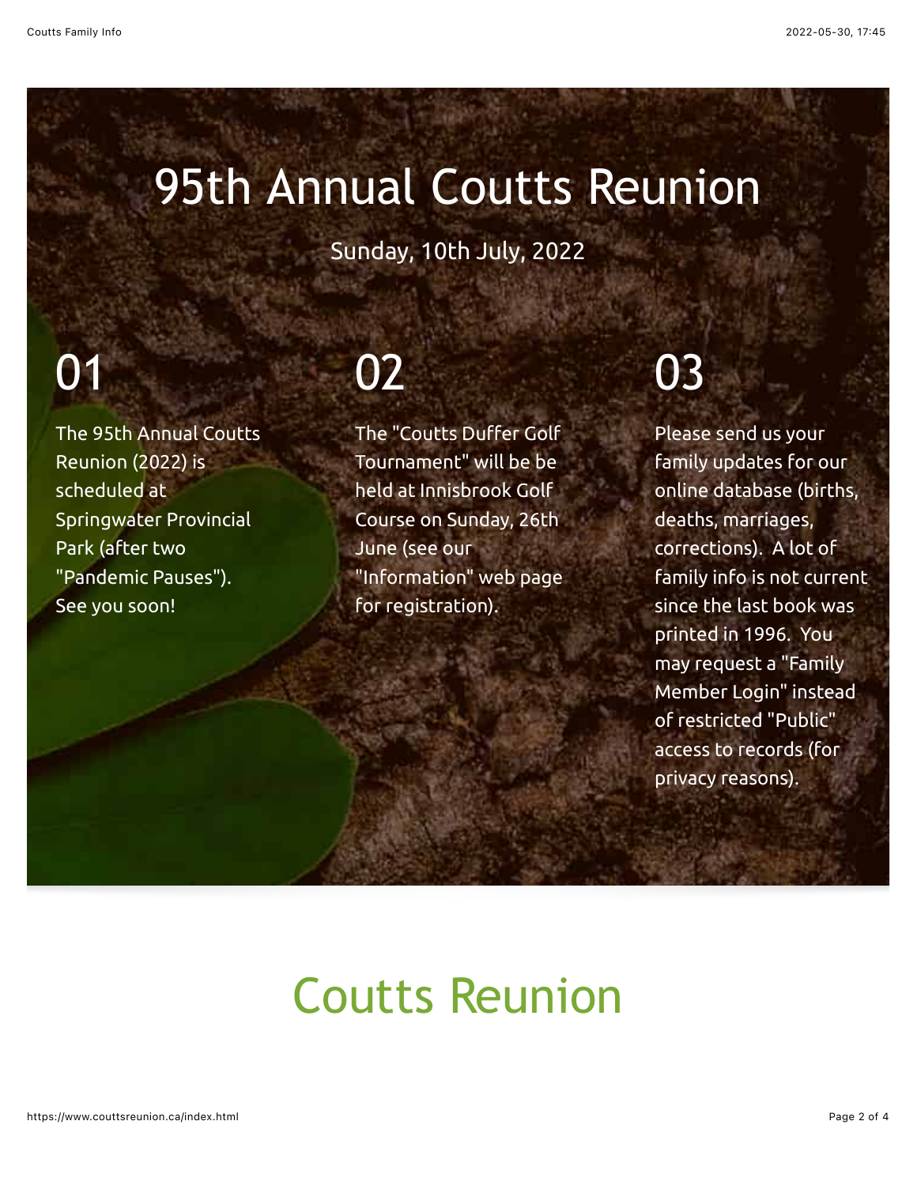# 95th Annual Coutts Reunion

Sunday, 10th July, 2022

## 01

The 95th Annual Coutts Reunion (2022) is scheduled at Springwater Provincial Park (after two "Pandemic Pauses"). See you soon!

## 02

The "Coutts Duffer Golf Tournament" will be be held at Innisbrook Golf Course on Sunday, 26th June (see our "Information" web page for registration).

## 03

Please send us your family updates for our online database (births, deaths, marriages, corrections). A lot of family info is not current since the last book was printed in 1996. You may request a "Family Member Login" instead of restricted "Public" access to records (for privacy reasons).

# Coutts Reunion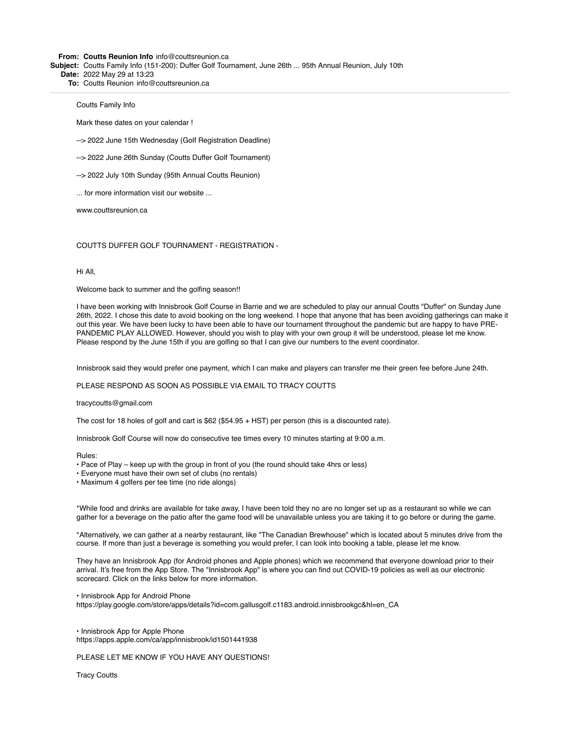**From:** **Coutts Reunion Info** info@couttsreunion.ca
**Subject:** Coutts Family Info (151-200): Duffer Golf Tournament, June 26th ... 95th Annual Reunion, July 10th
**Date:** 2022 May 29 at 13:23
**To:** Coutts Reunion info@couttsreunion.ca

---

Coutts Family Info

Mark these dates on your calendar !

--> 2022 June 15th Wednesday (Golf Registration Deadline)

--> 2022 June 26th Sunday (Coutts Duffer Golf Tournament)

--> 2022 July 10th Sunday (95th Annual Coutts Reunion)

... for more information visit our website ...

www.couttsreunion.ca

COUTTS DUFFER GOLF TOURNAMENT - REGISTRATION -

Hi All,

Welcome back to summer and the golfing season!!

I have been working with Innisbrook Golf Course in Barrie and we are scheduled to play our annual Coutts "Duffer" on Sunday June 26th, 2022. I chose this date to avoid booking on the long weekend. I hope that anyone that has been avoiding gatherings can make it out this year. We have been lucky to have been able to have our tournament throughout the pandemic but are happy to have PRE-PANDEMIC PLAY ALLOWED. However, should you wish to play with your own group it will be understood, please let me know. Please respond by the June 15th if you are golfing so that I can give our numbers to the event coordinator.

Innisbrook said they would prefer one payment, which I can make and players can transfer me their green fee before June 24th.

PLEASE RESPOND AS SOON AS POSSIBLE VIA EMAIL TO TRACY COUTTS

tracycoutts@gmail.com

The cost for 18 holes of golf and cart is $62 ($54.95 + HST) per person (this is a discounted rate).

Innisbrook Golf Course will now do consecutive tee times every 10 minutes starting at 9:00 a.m.

Rules:
- Pace of Play – keep up with the group in front of you (the round should take 4hrs or less)
- Everyone must have their own set of clubs (no rentals)
- Maximum 4 golfers per tee time (no ride alongs)

*While food and drinks are available for take away, I have been told they no are no longer set up as a restaurant so while we can gather for a beverage on the patio after the game food will be unavailable unless you are taking it to go before or during the game.

*Alternatively, we can gather at a nearby restaurant, like "The Canadian Brewhouse" which is located about 5 minutes drive from the course. If more than just a beverage is something you would prefer, I can look into booking a table, please let me know.

They have an Innisbrook App (for Android phones and Apple phones) which we recommend that everyone download prior to their arrival. It's free from the App Store. The "Innisbrook App" is where you can find out COVID-19 policies as well as our electronic scorecard. Click on the links below for more information.

- Innisbrook App for Android Phone
https://play.google.com/store/apps/details?id=com.gallusgolf.c1183.android.innisbrookgc&hl=en_CA

- Innisbrook App for Apple Phone
https://apps.apple.com/ca/app/innisbrook/id1501441938

PLEASE LET ME KNOW IF YOU HAVE ANY QUESTIONS!

Tracy Coutts